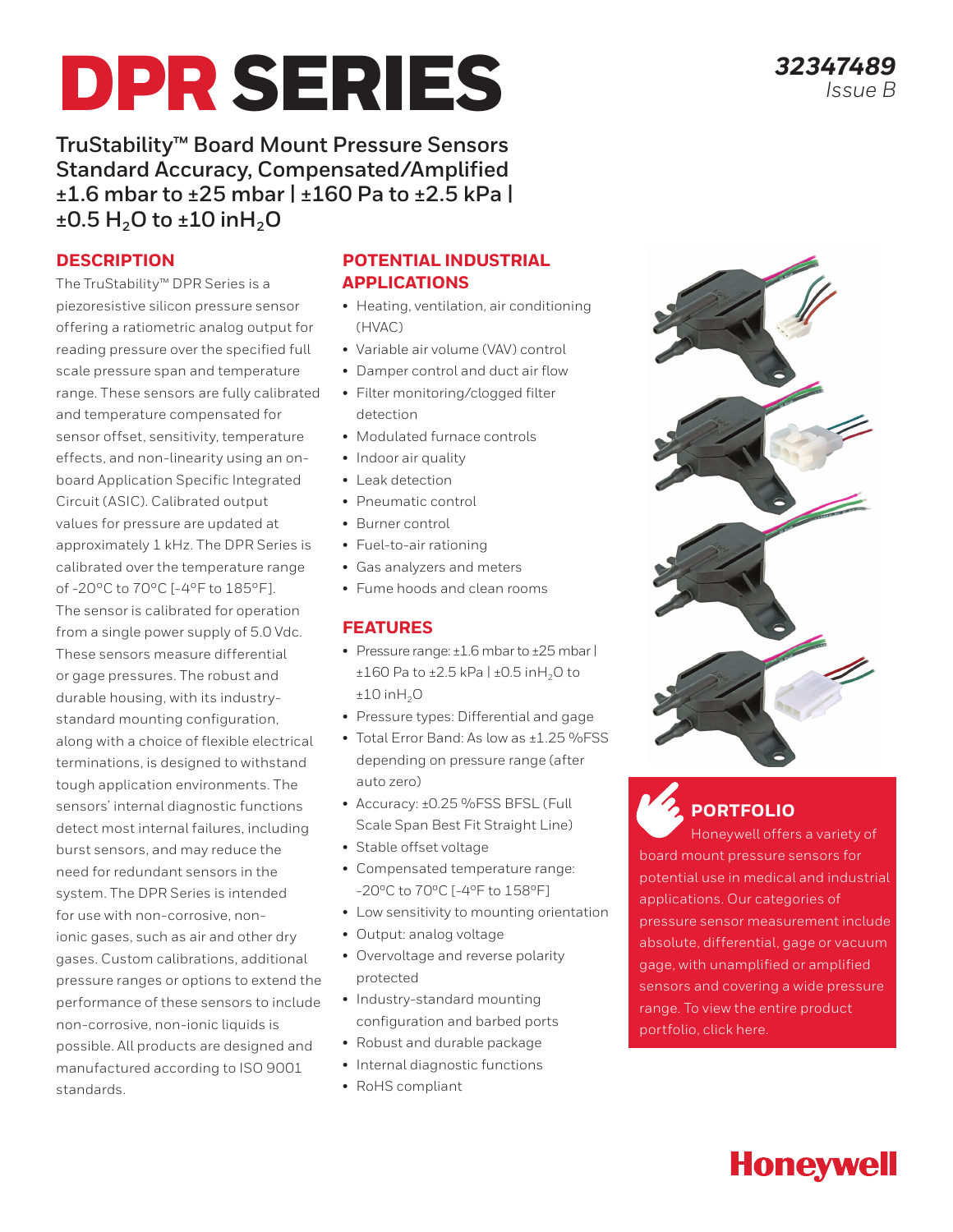# DPR SERIES

*32347489*
*Issue B*

## TruStability™ Board Mount Pressure Sensors Standard Accuracy, Compensated/Amplified ±1.6 mbar to ±25 mbar | ±160 Pa to ±2.5 kPa | ±0.5 $H_2O$ to ±10 in$H_2O$

### DESCRIPTION

The TruStability™ DPR Series is a piezoresistive silicon pressure sensor offering a ratiometric analog output for reading pressure over the specified full scale pressure span and temperature range. These sensors are fully calibrated and temperature compensated for sensor offset, sensitivity, temperature effects, and non-linearity using an on-board Application Specific Integrated Circuit (ASIC). Calibrated output values for pressure are updated at approximately 1 kHz. The DPR Series is calibrated over the temperature range of -20°C to 70°C [-4°F to 185°F]. The sensor is calibrated for operation from a single power supply of 5.0 Vdc. These sensors measure differential or gage pressures. The robust and durable housing, with its industry-standard mounting configuration, along with a choice of flexible electrical terminations, is designed to withstand tough application environments. The sensors' internal diagnostic functions detect most internal failures, including burst sensors, and may reduce the need for redundant sensors in the system. The DPR Series is intended for use with non-corrosive, non-ionic gases, such as air and other dry gases. Custom calibrations, additional pressure ranges or options to extend the performance of these sensors to include non-corrosive, non-ionic liquids is possible. All products are designed and manufactured according to ISO 9001 standards.

### POTENTIAL INDUSTRIAL APPLICATIONS

- Heating, ventilation, air conditioning (HVAC)
- Variable air volume (VAV) control
- Damper control and duct air flow
- Filter monitoring/clogged filter detection
- Modulated furnace controls
- Indoor air quality
- Leak detection
- Pneumatic control
- Burner control
- Fuel-to-air rationing
- Gas analyzers and meters
- Fume hoods and clean rooms

### FEATURES

- Pressure range: ±1.6 mbar to ±25 mbar | ±160 Pa to ±2.5 kPa | ±0.5 in$H_2O$ to ±10 in$H_2O$
- Pressure types: Differential and gage
- Total Error Band: As low as ±1.25 %FSS depending on pressure range (after auto zero)
- Accuracy: ±0.25 %FSS BFSL (Full Scale Span Best Fit Straight Line)
- Stable offset voltage
- Compensated temperature range: -20°C to 70°C [-4°F to 158°F]
- Low sensitivity to mounting orientation
- Output: analog voltage
- Overvoltage and reverse polarity protected
- Industry-standard mounting configuration and barbed ports
- Robust and durable package
- Internal diagnostic functions
- RoHS compliant

### PORTFOLIO

Honeywell offers a variety of board mount pressure sensors for potential use in medical and industrial applications. Our categories of pressure sensor measurement include absolute, differential, gage or vacuum gage, with unamplified or amplified sensors and covering a wide pressure range. To view the entire product portfolio, click here.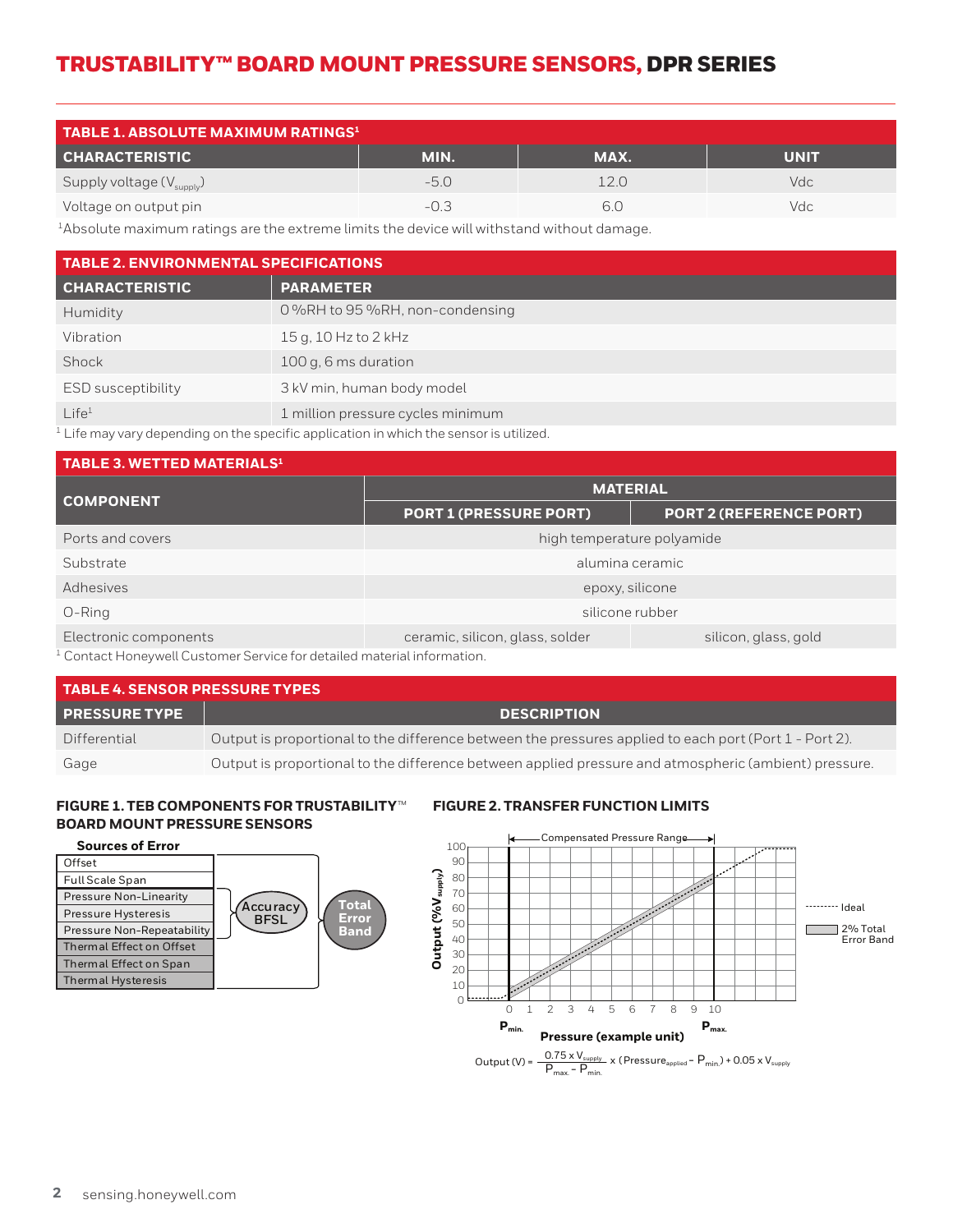## TABLE 1. ABSOLUTE MAXIMUM RATINGS[1]

| CHARACTERISTIC | MIN. | MAX. | UNIT |
|---|---|---|---|
| Supply voltage ($V_{supply}$) | -5.0 | 12.0 | Vdc |
| Voltage on output pin | -0.3 | 6.0 | Vdc |

[1]Absolute maximum ratings are the extreme limits the device will withstand without damage.

## TABLE 2. ENVIRONMENTAL SPECIFICATIONS

| CHARACTERISTIC | PARAMETER |
|---|---|
| Humidity | 0 %RH to 95 %RH, non-condensing |
| Vibration | 15 g, 10 Hz to 2 kHz |
| Shock | 100 g, 6 ms duration |
| ESD susceptibility | 3 kV min, human body model |
| Life[1] | 1 million pressure cycles minimum |

[1] Life may vary depending on the specific application in which the sensor is utilized.

## TABLE 3. WETTED MATERIALS[1]

| COMPONENT | MATERIAL | |
|---|---|---|
| | PORT 1 (PRESSURE PORT) | PORT 2 (REFERENCE PORT) |
| Ports and covers | high temperature polyamide | |
| Substrate | alumina ceramic | |
| Adhesives | epoxy, silicone | |
| O-Ring | silicone rubber | |
| Electronic components | ceramic, silicon, glass, solder | silicon, glass, gold |

[1] Contact Honeywell Customer Service for detailed material information.

## TABLE 4. SENSOR PRESSURE TYPES

| PRESSURE TYPE | DESCRIPTION |
|---|---|
| Differential | Output is proportional to the difference between the pressures applied to each port (Port 1 - Port 2). |
| Gage | Output is proportional to the difference between applied pressure and atmospheric (ambient) pressure. |

### FIGURE 1. TEB COMPONENTS FOR TRUSTABILITY™ BOARD MOUNT PRESSURE SENSORS

Sources of Error:
- Offset
- Full Scale Span
- Pressure Non-Linearity
- Pressure Hysteresis
- Pressure Non-Repeatability
- Thermal Effect on Offset
- Thermal Effect on Span
- Thermal Hysteresis

Accuracy BFSL (Pressure Non-Linearity, Pressure Hysteresis, Pressure Non-Repeatability) → Total Error Band

### FIGURE 2. TRANSFER FUNCTION LIMITS

Compensated Pressure Range; Output (%$V_{supply}$) vs. Pressure (example unit), $P_{min.}$ to $P_{max.}$; Ideal; 2% Total Error Band

$$\text{Output (V)} = \frac{0.75 \times V_{supply}}{P_{max.} - P_{min.}} \times (\text{Pressure}_{applied} - P_{min.}) + 0.05 \times V_{supply}$$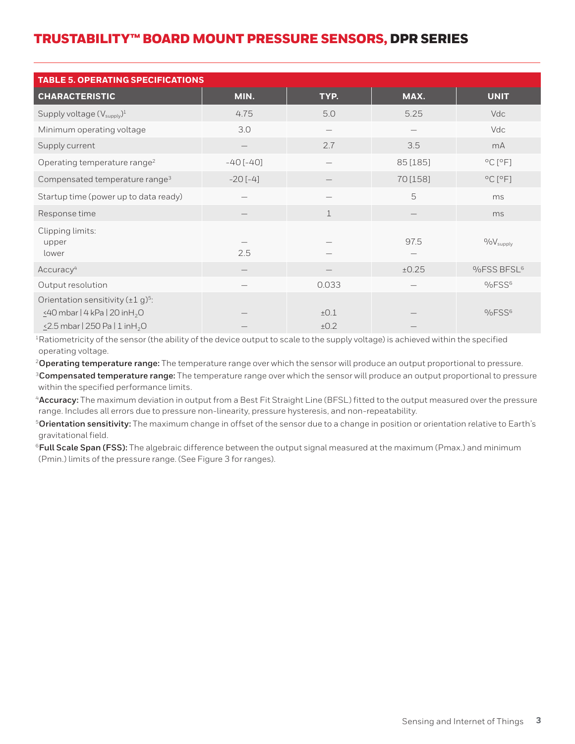## TABLE 5. OPERATING SPECIFICATIONS

| CHARACTERISTIC | MIN. | TYP. | MAX. | UNIT |
|---|---|---|---|---|
| Supply voltage ($V_{supply}$)[1] | 4.75 | 5.0 | 5.25 | Vdc |
| Minimum operating voltage | 3.0 | — | — | Vdc |
| Supply current | — | 2.7 | 3.5 | mA |
| Operating temperature range[2] | -40 [-40] | — | 85 [185] | °C [°F] |
| Compensated temperature range[3] | -20 [-4] | — | 70 [158] | °C [°F] |
| Startup time (power up to data ready) | — | — | 5 | ms |
| Response time | — | 1 | — | ms |
| Clipping limits: upper | — | — | 97.5 | %$V_{supply}$ |
| Clipping limits: lower | 2.5 | — | — | %$V_{supply}$ |
| Accuracy[4] | — | — | ±0.25 | %FSS BFSL[6] |
| Output resolution | — | 0.033 | — | %FSS[6] |
| Orientation sensitivity (±1 g)[5]: ≤40 mbar \| 4 kPa \| 20 inH$_2$O | — | ±0.1 | — | %FSS[6] |
| Orientation sensitivity (±1 g)[5]: ≤2.5 mbar \| 250 Pa \| 1 inH$_2$O | — | ±0.2 | — | %FSS[6] |

[1]Ratiometricity of the sensor (the ability of the device output to scale to the supply voltage) is achieved within the specified operating voltage.

[2]**Operating temperature range:** The temperature range over which the sensor will produce an output proportional to pressure.

[3]**Compensated temperature range:** The temperature range over which the sensor will produce an output proportional to pressure within the specified performance limits.

[4]**Accuracy:** The maximum deviation in output from a Best Fit Straight Line (BFSL) fitted to the output measured over the pressure range. Includes all errors due to pressure non-linearity, pressure hysteresis, and non-repeatability.

[5]**Orientation sensitivity:** The maximum change in offset of the sensor due to a change in position or orientation relative to Earth's gravitational field.

[6]**Full Scale Span (FSS):** The algebraic difference between the output signal measured at the maximum (Pmax.) and minimum (Pmin.) limits of the pressure range. (See Figure 3 for ranges).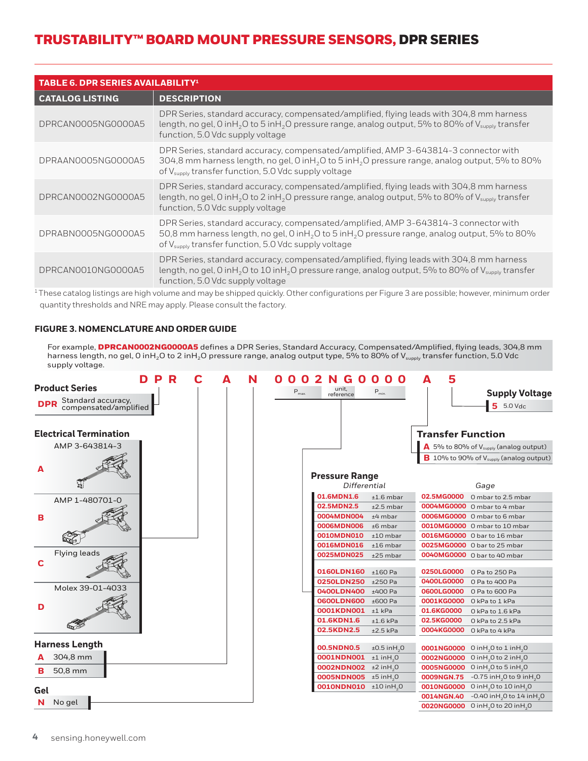## TRUSTABILITY™ BOARD MOUNT PRESSURE SENSORS, DPR SERIES

| TABLE 6. DPR SERIES AVAILABILITY[1] | |
|---|---|
| **CATALOG LISTING** | **DESCRIPTION** |
| DPRCAN0005NG0000A5 | DPR Series, standard accuracy, compensated/amplified, flying leads with 304,8 mm harness length, no gel, 0 in$H_2O$ to 5 in$H_2O$ pressure range, analog output, 5% to 80% of $V_{supply}$ transfer function, 5.0 Vdc supply voltage |
| DPRAAN0005NG0000A5 | DPR Series, standard accuracy, compensated/amplified, AMP 3-643814-3 connector with 304,8 mm harness length, no gel, 0 in$H_2O$ to 5 in$H_2O$ pressure range, analog output, 5% to 80% of $V_{supply}$ transfer function, 5.0 Vdc supply voltage |
| DPRCAN0002NG0000A5 | DPR Series, standard accuracy, compensated/amplified, flying leads with 304,8 mm harness length, no gel, 0 in$H_2O$ to 2 in$H_2O$ pressure range, analog output, 5% to 80% of $V_{supply}$ transfer function, 5.0 Vdc supply voltage |
| DPRABN0005NG0000A5 | DPR Series, standard accuracy, compensated/amplified, AMP 3-643814-3 connector with 50,8 mm harness length, no gel, 0 in$H_2O$ to 5 in$H_2O$ pressure range, analog output, 5% to 80% of $V_{supply}$ transfer function, 5.0 Vdc supply voltage |
| DPRCAN0010NG0000A5 | DPR Series, standard accuracy, compensated/amplified, flying leads with 304,8 mm harness length, no gel, 0 in$H_2O$ to 10 in$H_2O$ pressure range, analog output, 5% to 80% of $V_{supply}$ transfer function, 5.0 Vdc supply voltage |

[1] These catalog listings are high volume and may be shipped quickly. Other configurations per Figure 3 are possible; however, minimum order quantity thresholds and NRE may apply. Please consult the factory.

### FIGURE 3. NOMENCLATURE AND ORDER GUIDE

For example, **DPRCAN0002NG0000A5** defines a DPR Series, Standard Accuracy, Compensated/Amplified, flying leads, 304,8 mm harness length, no gel, 0 in$H_2O$ to 2 in$H_2O$ pressure range, analog output type, 5% to 80% of $V_{supply}$ transfer function, 5.0 Vdc supply voltage.

**DPR C A N 0002NG0000 A 5**

(Pressure range code: $P_{max}$ | unit, reference | $P_{min}$)

**Product Series**

| | |
|---|---|
| **DPR** | Standard accuracy, compensated/amplified |

**Electrical Termination**

| | |
|---|---|
| **A** | AMP 3-643814-3 |
| **B** | AMP 1-480701-0 |
| **C** | Flying leads |
| **D** | Molex 39-01-4033 |

**Harness Length**

| | |
|---|---|
| **A** | 304,8 mm |
| **B** | 50,8 mm |

**Gel**

| | |
|---|---|
| **N** | No gel |

**Pressure Range**

| Differential | | Gage | |
|---|---|---|---|
| **01.6MDN1.6** | ±1.6 mbar | **02.5MG0000** | 0 mbar to 2.5 mbar |
| **02.5MDN2.5** | ±2.5 mbar | **0004MG0000** | 0 mbar to 4 mbar |
| **0004MDN004** | ±4 mbar | **0006MG0000** | 0 mbar to 6 mbar |
| **0006MDN006** | ±6 mbar | **0010MG0000** | 0 mbar to 10 mbar |
| **0010MDN010** | ±10 mbar | **0016MG0000** | 0 bar to 16 mbar |
| **0016MDN016** | ±16 mbar | **0025MG0000** | 0 bar to 25 mbar |
| **0025MDN025** | ±25 mbar | **0040MG0000** | 0 bar to 40 mbar |
| **0160LDN160** | ±160 Pa | **0250LG0000** | 0 Pa to 250 Pa |
| **0250LDN250** | ±250 Pa | **0400LG0000** | 0 Pa to 400 Pa |
| **0400LDN400** | ±400 Pa | **0600LG0000** | 0 Pa to 600 Pa |
| **0600LDN600** | ±600 Pa | **0001KG0000** | 0 kPa to 1 kPa |
| **0001KDN001** | ±1 kPa | **01.6KG0000** | 0 kPa to 1.6 kPa |
| **01.6KDN1.6** | ±1.6 kPa | **02.5KG0000** | 0 kPa to 2.5 kPa |
| **02.5KDN2.5** | ±2.5 kPa | **0004KG0000** | 0 kPa to 4 kPa |
| **00.5NDN0.5** | ±0.5 in$H_2O$ | **0001NG0000** | 0 in$H_2O$ to 1 in$H_2O$ |
| **0001NDN001** | ±1 in$H_2O$ | **0002NG0000** | 0 in$H_2O$ to 2 in$H_2O$ |
| **0002NDN002** | ±2 in$H_2O$ | **0005NG0000** | 0 in$H_2O$ to 5 in$H_2O$ |
| **0005NDN005** | ±5 in$H_2O$ | **0009NGN.75** | -0.75 in$H_2O$ to 9 in$H_2O$ |
| **0010NDN010** | ±10 in$H_2O$ | **0010NG0000** | 0 in$H_2O$ to 10 in$H_2O$ |
| | | **0014NGN.40** | -0.40 in$H_2O$ to 14 in$H_2O$ |
| | | **0020NG0000** | 0 in$H_2O$ to 20 in$H_2O$ |

**Transfer Function**

| | |
|---|---|
| **A** | 5% to 80% of $V_{supply}$ (analog output) |
| **B** | 10% to 90% of $V_{supply}$ (analog output) |

**Supply Voltage**

| | |
|---|---|
| **5** | 5.0 Vdc |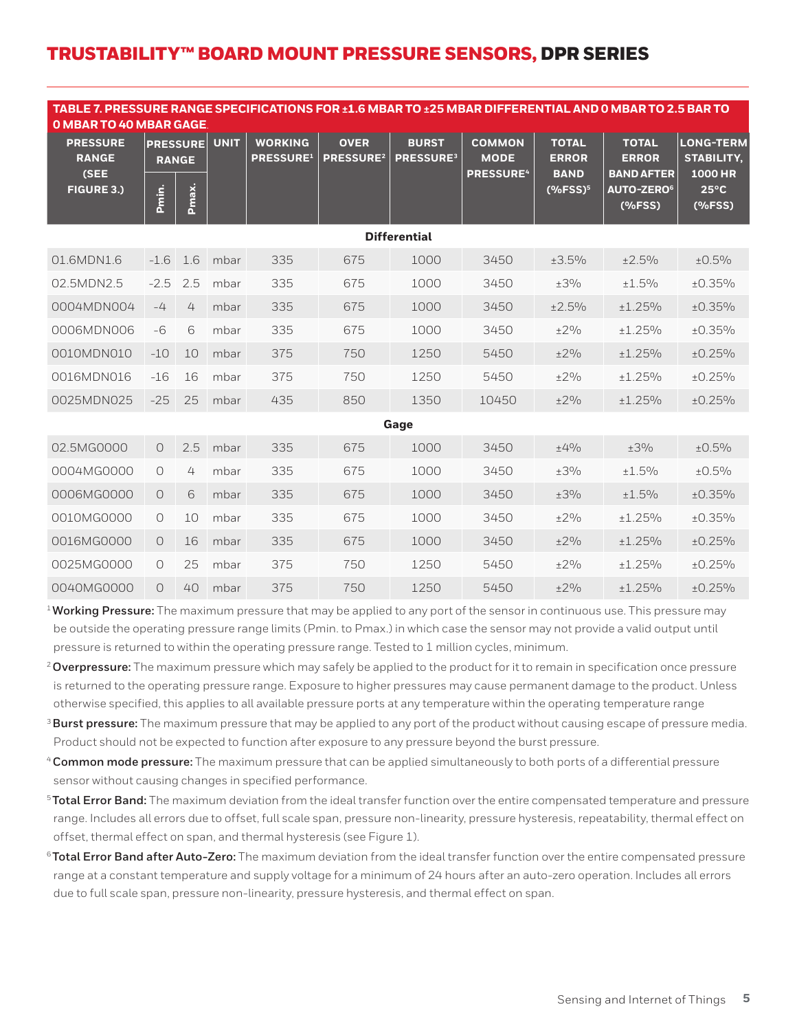# TRUSTABILITY™ BOARD MOUNT PRESSURE SENSORS, DPR SERIES

**TABLE 7. PRESSURE RANGE SPECIFICATIONS FOR ±1.6 MBAR TO ±25 MBAR DIFFERENTIAL AND 0 MBAR TO 2.5 BAR TO 0 MBAR TO 40 MBAR GAGE.**

| PRESSURE RANGE (SEE FIGURE 3.) | PRESSURE RANGE | | UNIT | WORKING PRESSURE[1] | OVER PRESSURE[2] | BURST PRESSURE[3] | COMMON MODE PRESSURE[4] | TOTAL ERROR BAND (%FSS)[5] | TOTAL ERROR BAND AFTER AUTO-ZERO[6] (%FSS) | LONG-TERM STABILITY, 1000 HR 25°C (%FSS) |
|---|---|---|---|---|---|---|---|---|---|---|
| | Pmin. | Pmax. | | | | | | | | |
| **Differential** | | | | | | | | | | |
| 01.6MDN1.6 | -1.6 | 1.6 | mbar | 335 | 675 | 1000 | 3450 | ±3.5% | ±2.5% | ±0.5% |
| 02.5MDN2.5 | -2.5 | 2.5 | mbar | 335 | 675 | 1000 | 3450 | ±3% | ±1.5% | ±0.35% |
| 0004MDN004 | -4 | 4 | mbar | 335 | 675 | 1000 | 3450 | ±2.5% | ±1.25% | ±0.35% |
| 0006MDN006 | -6 | 6 | mbar | 335 | 675 | 1000 | 3450 | ±2% | ±1.25% | ±0.35% |
| 0010MDN010 | -10 | 10 | mbar | 375 | 750 | 1250 | 5450 | ±2% | ±1.25% | ±0.25% |
| 0016MDN016 | -16 | 16 | mbar | 375 | 750 | 1250 | 5450 | ±2% | ±1.25% | ±0.25% |
| 0025MDN025 | -25 | 25 | mbar | 435 | 850 | 1350 | 10450 | ±2% | ±1.25% | ±0.25% |
| **Gage** | | | | | | | | | | |
| 02.5MG0000 | 0 | 2.5 | mbar | 335 | 675 | 1000 | 3450 | ±4% | ±3% | ±0.5% |
| 0004MG0000 | 0 | 4 | mbar | 335 | 675 | 1000 | 3450 | ±3% | ±1.5% | ±0.5% |
| 0006MG0000 | 0 | 6 | mbar | 335 | 675 | 1000 | 3450 | ±3% | ±1.5% | ±0.35% |
| 0010MG0000 | 0 | 10 | mbar | 335 | 675 | 1000 | 3450 | ±2% | ±1.25% | ±0.35% |
| 0016MG0000 | 0 | 16 | mbar | 335 | 675 | 1000 | 3450 | ±2% | ±1.25% | ±0.25% |
| 0025MG0000 | 0 | 25 | mbar | 375 | 750 | 1250 | 5450 | ±2% | ±1.25% | ±0.25% |
| 0040MG0000 | 0 | 40 | mbar | 375 | 750 | 1250 | 5450 | ±2% | ±1.25% | ±0.25% |

[1] **Working Pressure:** The maximum pressure that may be applied to any port of the sensor in continuous use. This pressure may be outside the operating pressure range limits (Pmin. to Pmax.) in which case the sensor may not provide a valid output until pressure is returned to within the operating pressure range. Tested to 1 million cycles, minimum.

[2] **Overpressure:** The maximum pressure which may safely be applied to the product for it to remain in specification once pressure is returned to the operating pressure range. Exposure to higher pressures may cause permanent damage to the product. Unless otherwise specified, this applies to all available pressure ports at any temperature within the operating temperature range

[3] **Burst pressure:** The maximum pressure that may be applied to any port of the product without causing escape of pressure media. Product should not be expected to function after exposure to any pressure beyond the burst pressure.

[4] **Common mode pressure:** The maximum pressure that can be applied simultaneously to both ports of a differential pressure sensor without causing changes in specified performance.

[5] **Total Error Band:** The maximum deviation from the ideal transfer function over the entire compensated temperature and pressure range. Includes all errors due to offset, full scale span, pressure non-linearity, pressure hysteresis, repeatability, thermal effect on offset, thermal effect on span, and thermal hysteresis (see Figure 1).

[6] **Total Error Band after Auto-Zero:** The maximum deviation from the ideal transfer function over the entire compensated pressure range at a constant temperature and supply voltage for a minimum of 24 hours after an auto-zero operation. Includes all errors due to full scale span, pressure non-linearity, pressure hysteresis, and thermal effect on span.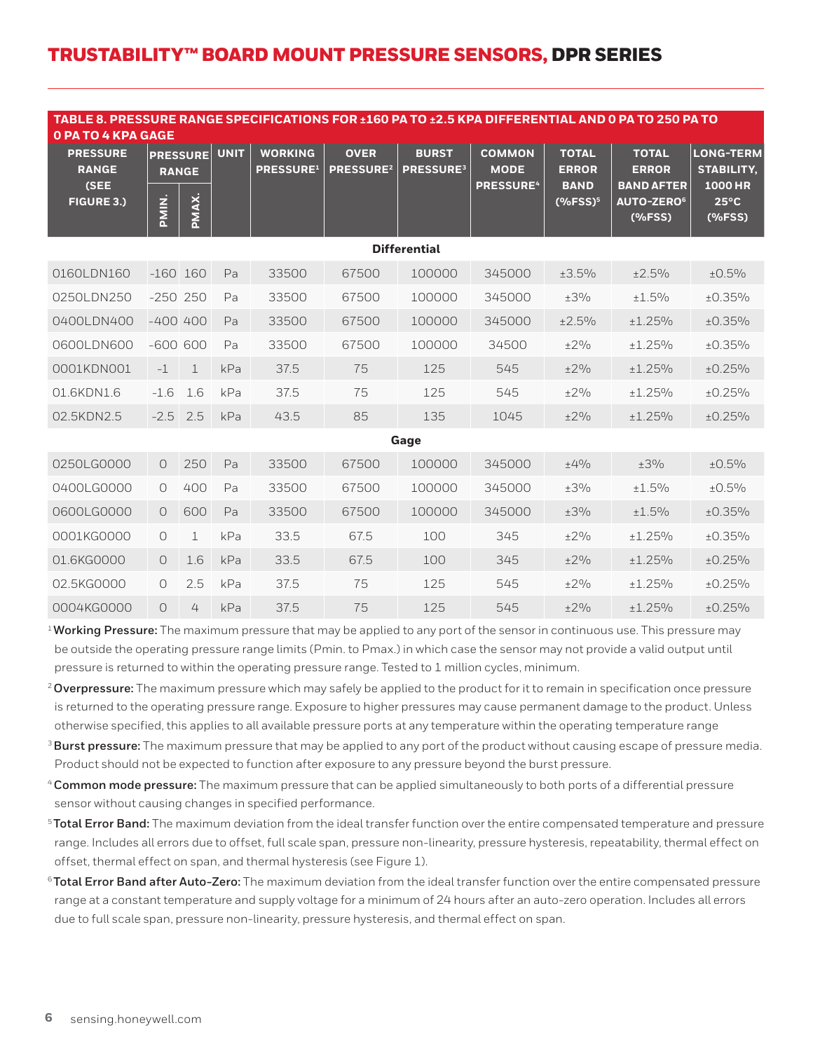## TRUSTABILITY™ BOARD MOUNT PRESSURE SENSORS, DPR SERIES

**TABLE 8. PRESSURE RANGE SPECIFICATIONS FOR ±160 PA TO ±2.5 KPA DIFFERENTIAL AND 0 PA TO 250 PA TO 0 PA TO 4 KPA GAGE**

| PRESSURE RANGE (SEE FIGURE 3.) | PRESSURE RANGE | | UNIT | WORKING PRESSURE[1] | OVER PRESSURE[2] | BURST PRESSURE[3] | COMMON MODE PRESSURE[4] | TOTAL ERROR BAND (%FSS)[5] | TOTAL ERROR BAND AFTER AUTO-ZERO[6] (%FSS) | LONG-TERM STABILITY, 1000 HR 25°C (%FSS) |
|---|---|---|---|---|---|---|---|---|---|---|
| | PMIN. | PMAX. | | | | | | | | |
| **Differential** | | | | | | | | | | |
| 0160LDN160 | -160 | 160 | Pa | 33500 | 67500 | 100000 | 345000 | ±3.5% | ±2.5% | ±0.5% |
| 0250LDN250 | -250 | 250 | Pa | 33500 | 67500 | 100000 | 345000 | ±3% | ±1.5% | ±0.35% |
| 0400LDN400 | -400 | 400 | Pa | 33500 | 67500 | 100000 | 345000 | ±2.5% | ±1.25% | ±0.35% |
| 0600LDN600 | -600 | 600 | Pa | 33500 | 67500 | 100000 | 34500 | ±2% | ±1.25% | ±0.35% |
| 0001KDN001 | -1 | 1 | kPa | 37.5 | 75 | 125 | 545 | ±2% | ±1.25% | ±0.25% |
| 01.6KDN1.6 | -1.6 | 1.6 | kPa | 37.5 | 75 | 125 | 545 | ±2% | ±1.25% | ±0.25% |
| 02.5KDN2.5 | -2.5 | 2.5 | kPa | 43.5 | 85 | 135 | 1045 | ±2% | ±1.25% | ±0.25% |
| **Gage** | | | | | | | | | | |
| 0250LG0000 | 0 | 250 | Pa | 33500 | 67500 | 100000 | 345000 | ±4% | ±3% | ±0.5% |
| 0400LG0000 | 0 | 400 | Pa | 33500 | 67500 | 100000 | 345000 | ±3% | ±1.5% | ±0.5% |
| 0600LG0000 | 0 | 600 | Pa | 33500 | 67500 | 100000 | 345000 | ±3% | ±1.5% | ±0.35% |
| 0001KG0000 | 0 | 1 | kPa | 33.5 | 67.5 | 100 | 345 | ±2% | ±1.25% | ±0.35% |
| 01.6KG0000 | 0 | 1.6 | kPa | 33.5 | 67.5 | 100 | 345 | ±2% | ±1.25% | ±0.25% |
| 02.5KG0000 | 0 | 2.5 | kPa | 37.5 | 75 | 125 | 545 | ±2% | ±1.25% | ±0.25% |
| 0004KG0000 | 0 | 4 | kPa | 37.5 | 75 | 125 | 545 | ±2% | ±1.25% | ±0.25% |

[1] **Working Pressure:** The maximum pressure that may be applied to any port of the sensor in continuous use. This pressure may be outside the operating pressure range limits (Pmin. to Pmax.) in which case the sensor may not provide a valid output until pressure is returned to within the operating pressure range. Tested to 1 million cycles, minimum.

[2] **Overpressure:** The maximum pressure which may safely be applied to the product for it to remain in specification once pressure is returned to the operating pressure range. Exposure to higher pressures may cause permanent damage to the product. Unless otherwise specified, this applies to all available pressure ports at any temperature within the operating temperature range

[3] **Burst pressure:** The maximum pressure that may be applied to any port of the product without causing escape of pressure media. Product should not be expected to function after exposure to any pressure beyond the burst pressure.

[4] **Common mode pressure:** The maximum pressure that can be applied simultaneously to both ports of a differential pressure sensor without causing changes in specified performance.

[5] **Total Error Band:** The maximum deviation from the ideal transfer function over the entire compensated temperature and pressure range. Includes all errors due to offset, full scale span, pressure non-linearity, pressure hysteresis, repeatability, thermal effect on offset, thermal effect on span, and thermal hysteresis (see Figure 1).

[6] **Total Error Band after Auto-Zero:** The maximum deviation from the ideal transfer function over the entire compensated pressure range at a constant temperature and supply voltage for a minimum of 24 hours after an auto-zero operation. Includes all errors due to full scale span, pressure non-linearity, pressure hysteresis, and thermal effect on span.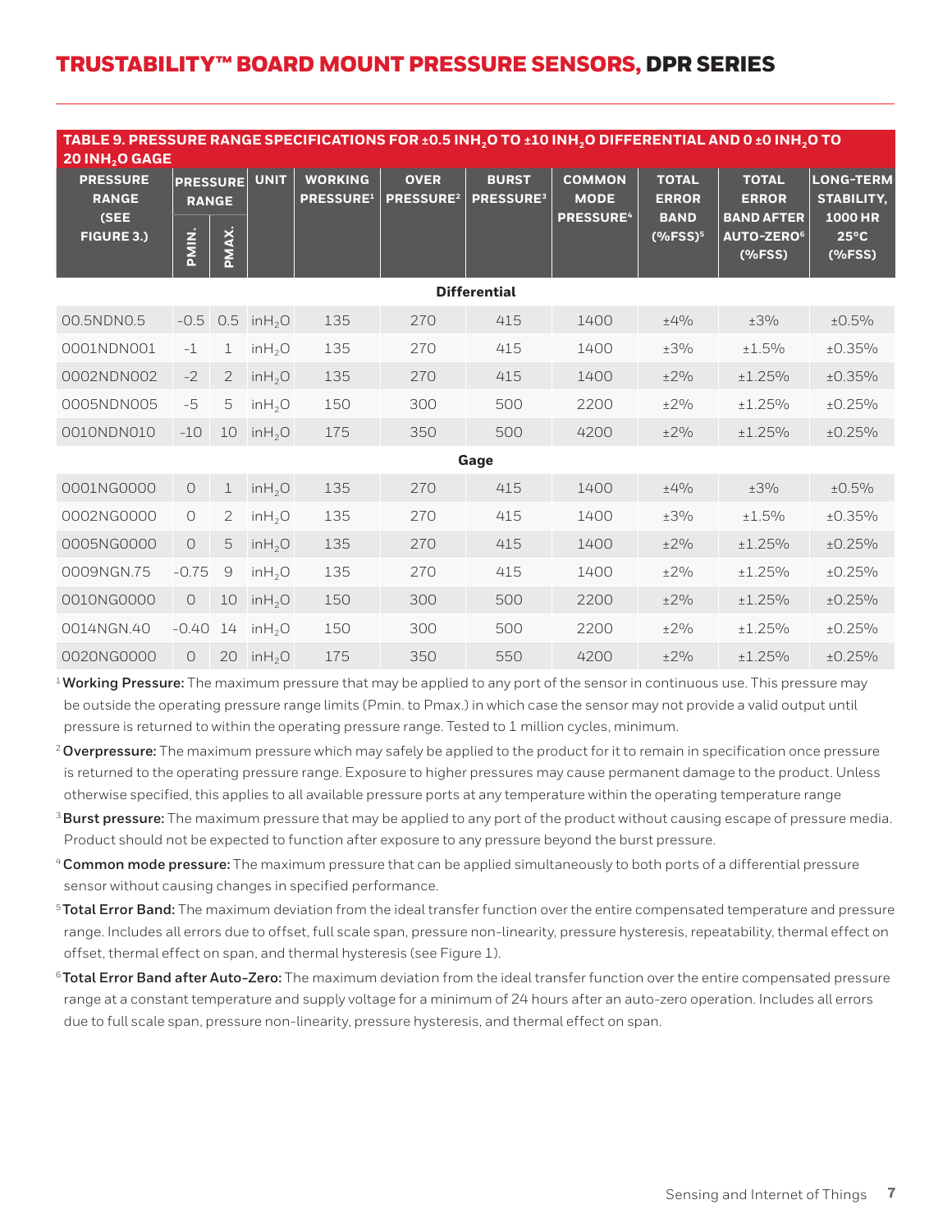## TRUSTABILITY™ BOARD MOUNT PRESSURE SENSORS, DPR SERIES

**TABLE 9. PRESSURE RANGE SPECIFICATIONS FOR ±0.5 INH$_2$O TO ±10 INH$_2$O DIFFERENTIAL AND 0 ±0 INH$_2$O TO 20 INH$_2$O GAGE**

| PRESSURE RANGE (SEE FIGURE 3.) | PRESSURE RANGE | | UNIT | WORKING PRESSURE[1] | OVER PRESSURE[2] | BURST PRESSURE[3] | COMMON MODE PRESSURE[4] | TOTAL ERROR BAND (%FSS)[5] | TOTAL ERROR BAND AFTER AUTO-ZERO[6] (%FSS) | LONG-TERM STABILITY, 1000 HR 25°C (%FSS) |
|---|---|---|---|---|---|---|---|---|---|---|
| | PMIN. | PMAX. | | | | | | | | |
| **Differential** | | | | | | | | | | |
| 00.5NDN0.5 | -0.5 | 0.5 | inH$_2$O | 135 | 270 | 415 | 1400 | ±4% | ±3% | ±0.5% |
| 0001NDN001 | -1 | 1 | inH$_2$O | 135 | 270 | 415 | 1400 | ±3% | ±1.5% | ±0.35% |
| 0002NDN002 | -2 | 2 | inH$_2$O | 135 | 270 | 415 | 1400 | ±2% | ±1.25% | ±0.35% |
| 0005NDN005 | -5 | 5 | inH$_2$O | 150 | 300 | 500 | 2200 | ±2% | ±1.25% | ±0.25% |
| 0010NDN010 | -10 | 10 | inH$_2$O | 175 | 350 | 500 | 4200 | ±2% | ±1.25% | ±0.25% |
| **Gage** | | | | | | | | | | |
| 0001NG0000 | 0 | 1 | inH$_2$O | 135 | 270 | 415 | 1400 | ±4% | ±3% | ±0.5% |
| 0002NG0000 | 0 | 2 | inH$_2$O | 135 | 270 | 415 | 1400 | ±3% | ±1.5% | ±0.35% |
| 0005NG0000 | 0 | 5 | inH$_2$O | 135 | 270 | 415 | 1400 | ±2% | ±1.25% | ±0.25% |
| 0009NGN.75 | -0.75 | 9 | inH$_2$O | 135 | 270 | 415 | 1400 | ±2% | ±1.25% | ±0.25% |
| 0010NG0000 | 0 | 10 | inH$_2$O | 150 | 300 | 500 | 2200 | ±2% | ±1.25% | ±0.25% |
| 0014NGN.40 | -0.40 | 14 | inH$_2$O | 150 | 300 | 500 | 2200 | ±2% | ±1.25% | ±0.25% |
| 0020NG0000 | 0 | 20 | inH$_2$O | 175 | 350 | 550 | 4200 | ±2% | ±1.25% | ±0.25% |

[1] **Working Pressure:** The maximum pressure that may be applied to any port of the sensor in continuous use. This pressure may be outside the operating pressure range limits (Pmin. to Pmax.) in which case the sensor may not provide a valid output until pressure is returned to within the operating pressure range. Tested to 1 million cycles, minimum.

[2] **Overpressure:** The maximum pressure which may safely be applied to the product for it to remain in specification once pressure is returned to the operating pressure range. Exposure to higher pressures may cause permanent damage to the product. Unless otherwise specified, this applies to all available pressure ports at any temperature within the operating temperature range

[3] **Burst pressure:** The maximum pressure that may be applied to any port of the product without causing escape of pressure media. Product should not be expected to function after exposure to any pressure beyond the burst pressure.

[4] **Common mode pressure:** The maximum pressure that can be applied simultaneously to both ports of a differential pressure sensor without causing changes in specified performance.

[5] **Total Error Band:** The maximum deviation from the ideal transfer function over the entire compensated temperature and pressure range. Includes all errors due to offset, full scale span, pressure non-linearity, pressure hysteresis, repeatability, thermal effect on offset, thermal effect on span, and thermal hysteresis (see Figure 1).

[6] **Total Error Band after Auto-Zero:** The maximum deviation from the ideal transfer function over the entire compensated pressure range at a constant temperature and supply voltage for a minimum of 24 hours after an auto-zero operation. Includes all errors due to full scale span, pressure non-linearity, pressure hysteresis, and thermal effect on span.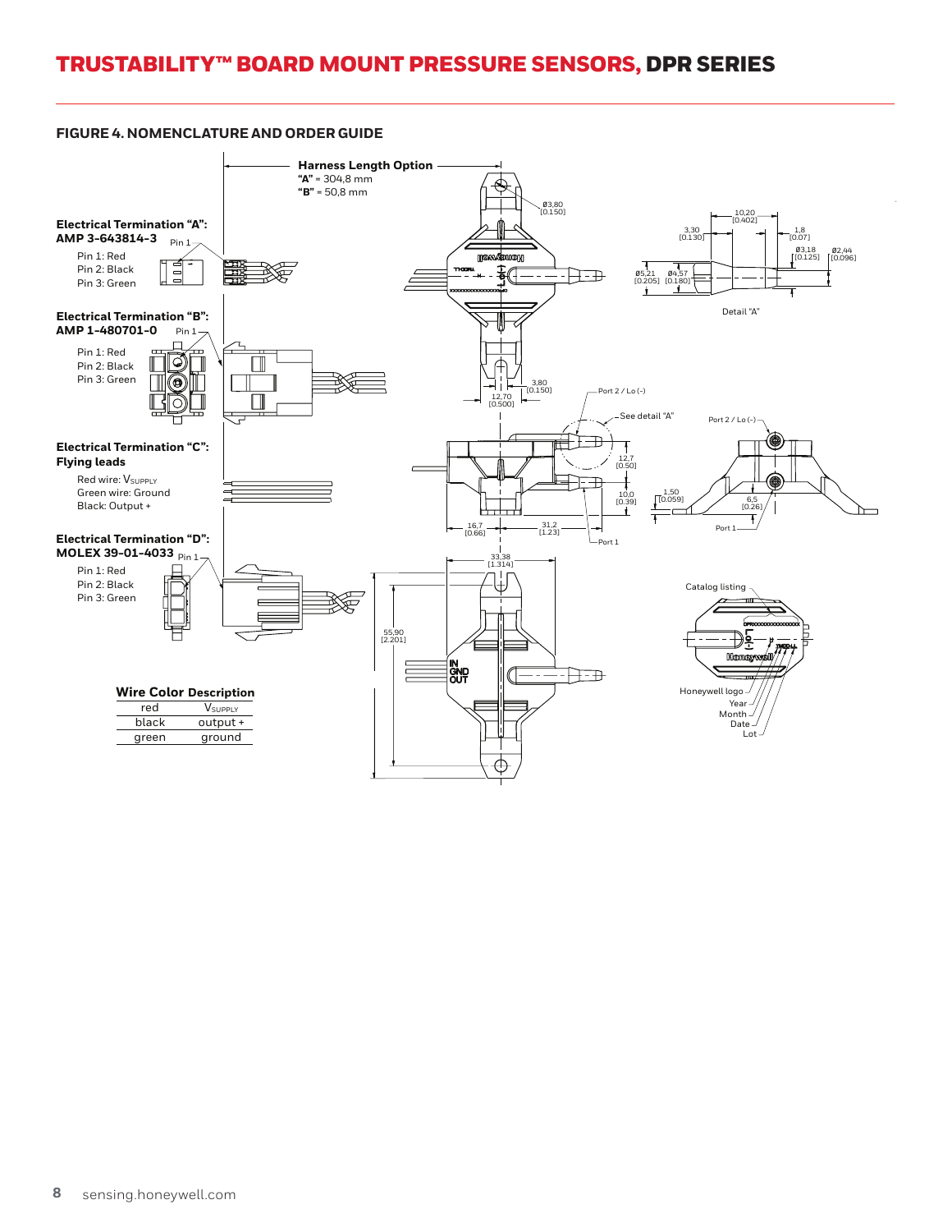## FIGURE 4. NOMENCLATURE AND ORDER GUIDE

**Harness Length Option**
**"A"** = 304,8 mm
**"B"** = 50,8 mm

**Electrical Termination "A": AMP 3-643814-3**

Pin 1: Red
Pin 2: Black
Pin 3: Green

**Electrical Termination "B": AMP 1-480701-0**

Pin 1: Red
Pin 2: Black
Pin 3: Green

**Electrical Termination "C": Flying leads**

Red wire: $V_{SUPPLY}$
Green wire: Ground
Black: Output +

**Electrical Termination "D": MOLEX 39-01-4033**

Pin 1: Red
Pin 2: Black
Pin 3: Green

**Wire Color Description**

| Wire Color | Description |
|---|---|
| red | $V_{SUPPLY}$ |
| black | output + |
| green | ground |

Ø3,80 [0.150]
10,20 [0.402]
3,30 [0.130]
1,8 [0.07]
Ø3,18 [0.125]
Ø2,44 [0.096]
Ø5,21 [0.205]
Ø4,57 [0.180]
Detail "A"
3,80 [0.150]
12,70 [0.500]
Port 2 / Lo (-)
See detail "A"
12,7 [0.50]
10,0 [0.39]
1,50 [0.059]
6,5 [0.26]
16,7 [0.66]
31,2 [1.23]
Port 1
33,38 [1.314]
55,90 [2.201]
IN GND OUT
Catalog listing
Honeywell logo
Year
Month
Date
Lot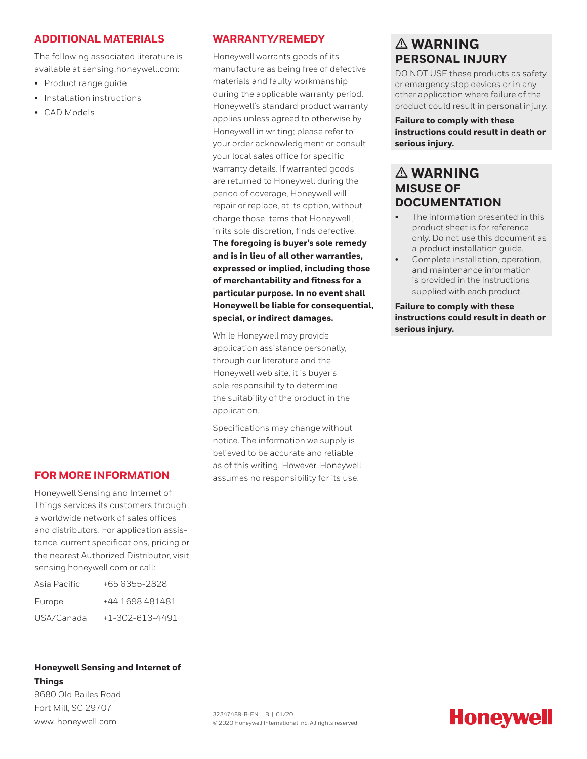## ADDITIONAL MATERIALS

The following associated literature is available at sensing.honeywell.com:

- Product range guide
- Installation instructions
- CAD Models

## FOR MORE INFORMATION

Honeywell Sensing and Internet of Things services its customers through a worldwide network of sales offices and distributors. For application assistance, current specifications, pricing or the nearest Authorized Distributor, visit sensing.honeywell.com or call:

| | |
|---|---|
| Asia Pacific | +65 6355-2828 |
| Europe | +44 1698 481481 |
| USA/Canada | +1-302-613-4491 |

**Honeywell Sensing and Internet of Things**
9680 Old Bailes Road
Fort Mill, SC 29707
www. honeywell.com

## WARRANTY/REMEDY

Honeywell warrants goods of its manufacture as being free of defective materials and faulty workmanship during the applicable warranty period. Honeywell's standard product warranty applies unless agreed to otherwise by Honeywell in writing; please refer to your order acknowledgment or consult your local sales office for specific warranty details. If warranted goods are returned to Honeywell during the period of coverage, Honeywell will repair or replace, at its option, without charge those items that Honeywell, in its sole discretion, finds defective. **The foregoing is buyer's sole remedy and is in lieu of all other warranties, expressed or implied, including those of merchantability and fitness for a particular purpose. In no event shall Honeywell be liable for consequential, special, or indirect damages.**

While Honeywell may provide application assistance personally, through our literature and the Honeywell web site, it is buyer's sole responsibility to determine the suitability of the product in the application.

Specifications may change without notice. The information we supply is believed to be accurate and reliable as of this writing. However, Honeywell assumes no responsibility for its use.

## ⚠ WARNING PERSONAL INJURY

DO NOT USE these products as safety or emergency stop devices or in any other application where failure of the product could result in personal injury.

**Failure to comply with these instructions could result in death or serious injury.**

## ⚠ WARNING MISUSE OF DOCUMENTATION

- The information presented in this product sheet is for reference only. Do not use this document as a product installation guide.
- Complete installation, operation, and maintenance information is provided in the instructions supplied with each product.

**Failure to comply with these instructions could result in death or serious injury.**

32347489-B-EN | B | 01/20
© 2020 Honeywell International Inc. All rights reserved.

Honeywell